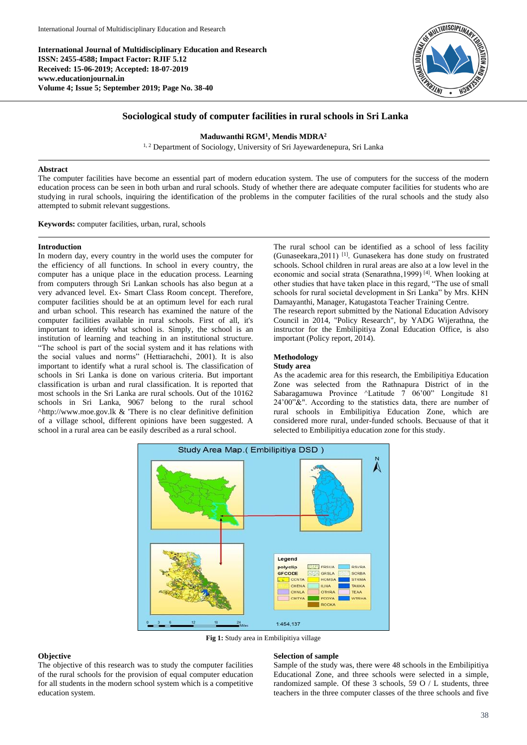**International Journal of Multidisciplinary Education and Research**
**ISSN: 2455-4588; Impact Factor: RJIF 5.12**
**Received: 15-06-2019; Accepted: 18-07-2019**
**www.educationjournal.in**
**Volume 4; Issue 5; September 2019; Page No. 38-40**

# Sociological study of computer facilities in rural schools in Sri Lanka

**Maduwanthi RGM[1], Mendis MDRA[2]**

[1, 2] Department of Sociology, University of Sri Jayewardenepura, Sri Lanka

## Abstract

The computer facilities have become an essential part of modern education system. The use of computers for the success of the modern education process can be seen in both urban and rural schools. Study of whether there are adequate computer facilities for students who are studying in rural schools, inquiring the identification of the problems in the computer facilities of the rural schools and the study also attempted to submit relevant suggestions.

**Keywords:** computer facilities, urban, rural, schools

## Introduction

In modern day, every country in the world uses the computer for the efficiency of all functions. In school in every country, the computer has a unique place in the education process. Learning from computers through Sri Lankan schools has also begun at a very advanced level. Ex- Smart Class Room concept. Therefore, computer facilities should be at an optimum level for each rural and urban school. This research has examined the nature of the computer facilities available in rural schools. First of all, it's important to identify what school is. Simply, the school is an institution of learning and teaching in an institutional structure. "The school is part of the social system and it has relations with the social values and norms" (Hettiarachchi, 2001). It is also important to identify what a rural school is. The classification of schools in Sri Lanka is done on various criteria. But important classification is urban and rural classification. It is reported that most schools in the Sri Lanka are rural schools. Out of the 10162 schools in Sri Lanka, 9067 belong to the rural school ^http://www.moe.gov.lk & 'There is no clear definitive definition of a village school, different opinions have been suggested. A school in a rural area can be easily described as a rural school.

The rural school can be identified as a school of less facility (Gunaseekara,2011) [1]. Gunasekera has done study on frustrated schools. School children in rural areas are also at a low level in the economic and social strata (Senarathna,1999) [4]. When looking at other studies that have taken place in this regard, "The use of small schools for rural societal development in Sri Lanka" by Mrs. KHN Damayanthi, Manager, Katugastota Teacher Training Centre.

The research report submitted by the National Education Advisory Council in 2014, "Policy Research", by YADG Wijerathna, the instructor for the Embilipitiya Zonal Education Office, is also important (Policy report, 2014).

## Methodology

### Study area

As the academic area for this research, the Embilipitiya Education Zone was selected from the Rathnapura District of in the Sabaragamuwa Province ^Latitude 7 06'00" Longitude 81 24'00"&". According to the statistics data, there are number of rural schools in Embilipitiya Education Zone, which are considered more rural, under-funded schools. Becuause of that it selected to Embilipitiya education zone for this study.

**Fig 1:** Study area in Embilipitiya village

### Objective

The objective of this research was to study the computer facilities of the rural schools for the provision of equal computer education for all students in the modern school system which is a competitive education system.

### Selection of sample

Sample of the study was, there were 48 schools in the Embilipitiya Educational Zone, and three schools were selected in a simple, randomized sample. Of these 3 schools, 59 O / L students, three teachers in the three computer classes of the three schools and five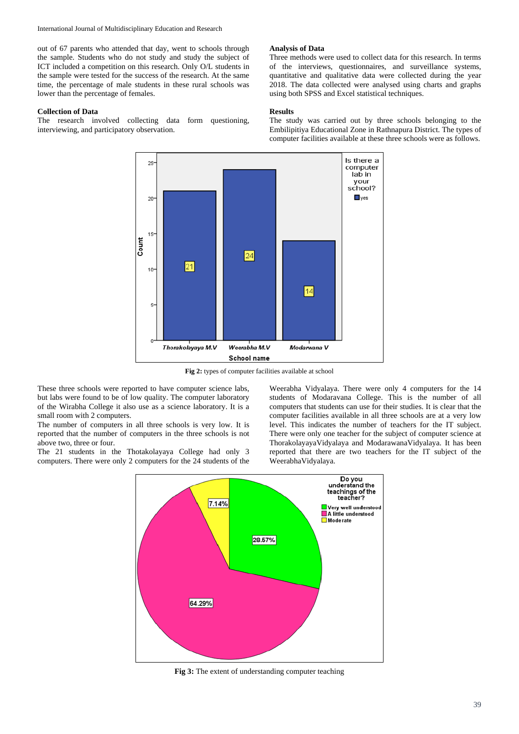out of 67 parents who attended that day, went to schools through the sample. Students who do not study and study the subject of ICT included a competition on this research. Only O/L students in the sample were tested for the success of the research. At the same time, the percentage of male students in these rural schools was lower than the percentage of females.

### Collection of Data

The research involved collecting data form questioning, interviewing, and participatory observation.

### Analysis of Data

Three methods were used to collect data for this research. In terms of the interviews, questionnaires, and surveillance systems, quantitative and qualitative data were collected during the year 2018. The data collected were analysed using charts and graphs using both SPSS and Excel statistical techniques.

### Results

The study was carried out by three schools belonging to the Embilipitiya Educational Zone in Rathnapura District. The types of computer facilities available at these three schools were as follows.

**Fig 2:** types of computer facilities available at school

These three schools were reported to have computer science labs, but labs were found to be of low quality. The computer laboratory of the Wirabha College it also use as a science laboratory. It is a small room with 2 computers.

The number of computers in all three schools is very low. It is reported that the number of computers in the three schools is not above two, three or four.

The 21 students in the Thotakolayaya College had only 3 computers. There were only 2 computers for the 24 students of the Weerabha Vidyalaya. There were only 4 computers for the 14 students of Modaravana College. This is the number of all computers that students can use for their studies. It is clear that the computer facilities available in all three schools are at a very low level. This indicates the number of teachers for the IT subject. There were only one teacher for the subject of computer science at ThorakolayayaVidyalaya and ModarawanaVidyalaya. It has been reported that there are two teachers for the IT subject of the WeerabhaVidyalaya.

**Fig 3:** The extent of understanding computer teaching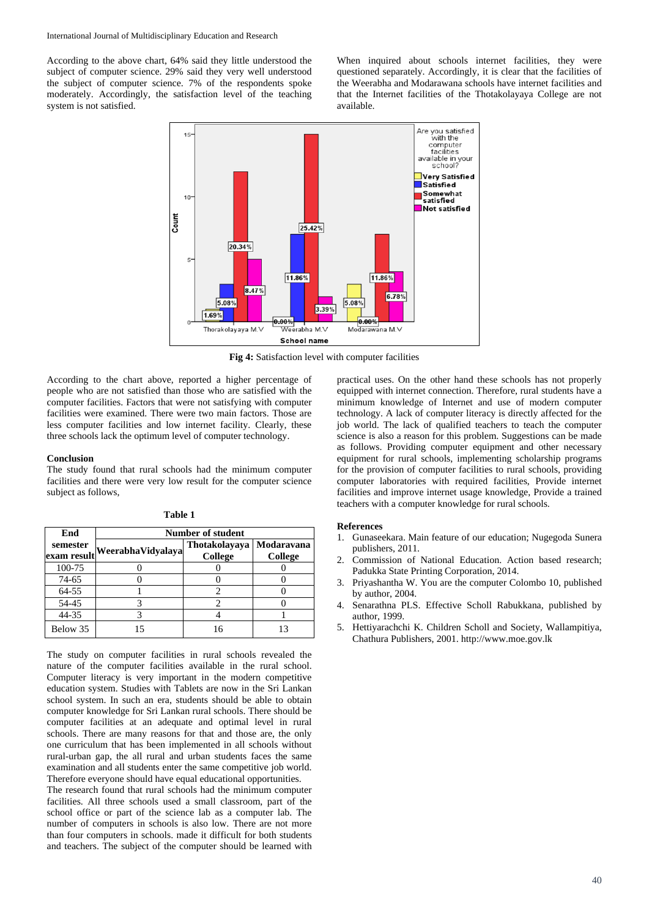According to the above chart, 64% said they little understood the subject of computer science. 29% said they very well understood the subject of computer science. 7% of the respondents spoke moderately. Accordingly, the satisfaction level of the teaching system is not satisfied.

When inquired about schools internet facilities, they were questioned separately. Accordingly, it is clear that the facilities of the Weerabha and Modarawana schools have internet facilities and that the Internet facilities of the Thotakolayaya College are not available.

Are you satisfied with the computer facilities available in your school?

Very Satisfied
Satisfied
Somewhat satisfied
Not satisfied

Count

15
10
5
0

1.69%
5.08%
20.34%
8.47%
0.00%
11.86%
25.42%
3.39%
5.08%
0.00%
11.86%
6.78%

Thorakolayaya M.V
Weerabha M.V
Modarawana M.V

School name

**Fig 4:** Satisfaction level with computer facilities

According to the chart above, reported a higher percentage of people who are not satisfied than those who are satisfied with the computer facilities. Factors that were not satisfying with computer facilities were examined. There were two main factors. Those are less computer facilities and low internet facility. Clearly, these three schools lack the optimum level of computer technology.

## Conclusion

The study found that rural schools had the minimum computer facilities and there were very low result for the computer science subject as follows,

**Table 1**

| End semester exam result | Number of student | | |
|---|---|---|---|
| | WeerabhaVidyalaya | Thotakolayaya College | Modaravana College |
| 100-75 | 0 | 0 | 0 |
| 74-65 | 0 | 0 | 0 |
| 64-55 | 1 | 2 | 0 |
| 54-45 | 3 | 2 | 0 |
| 44-35 | 3 | 4 | 1 |
| Below 35 | 15 | 16 | 13 |

The study on computer facilities in rural schools revealed the nature of the computer facilities available in the rural school. Computer literacy is very important in the modern competitive education system. Studies with Tablets are now in the Sri Lankan school system. In such an era, students should be able to obtain computer knowledge for Sri Lankan rural schools. There should be computer facilities at an adequate and optimal level in rural schools. There are many reasons for that and those are, the only one curriculum that has been implemented in all schools without rural-urban gap, the all rural and urban students faces the same examination and all students enter the same competitive job world. Therefore everyone should have equal educational opportunities.

The research found that rural schools had the minimum computer facilities. All three schools used a small classroom, part of the school office or part of the science lab as a computer lab. The number of computers in schools is also low. There are not more than four computers in schools. made it difficult for both students and teachers. The subject of the computer should be learned with practical uses. On the other hand these schools has not properly equipped with internet connection. Therefore, rural students have a minimum knowledge of Internet and use of modern computer technology. A lack of computer literacy is directly affected for the job world. The lack of qualified teachers to teach the computer science is also a reason for this problem. Suggestions can be made as follows. Providing computer equipment and other necessary equipment for rural schools, implementing scholarship programs for the provision of computer facilities to rural schools, providing computer laboratories with required facilities, Provide internet facilities and improve internet usage knowledge, Provide a trained teachers with a computer knowledge for rural schools.

## References

1. Gunaseekara. Main feature of our education; Nugegoda Sunera publishers, 2011.
2. Commission of National Education. Action based research; Padukka State Printing Corporation, 2014.
3. Priyashantha W. You are the computer Colombo 10, published by author, 2004.
4. Senarathna PLS. Effective Scholl Rabukkana, published by author, 1999.
5. Hettiyarachchi K. Children Scholl and Society, Wallampitiya, Chathura Publishers, 2001. http://www.moe.gov.lk